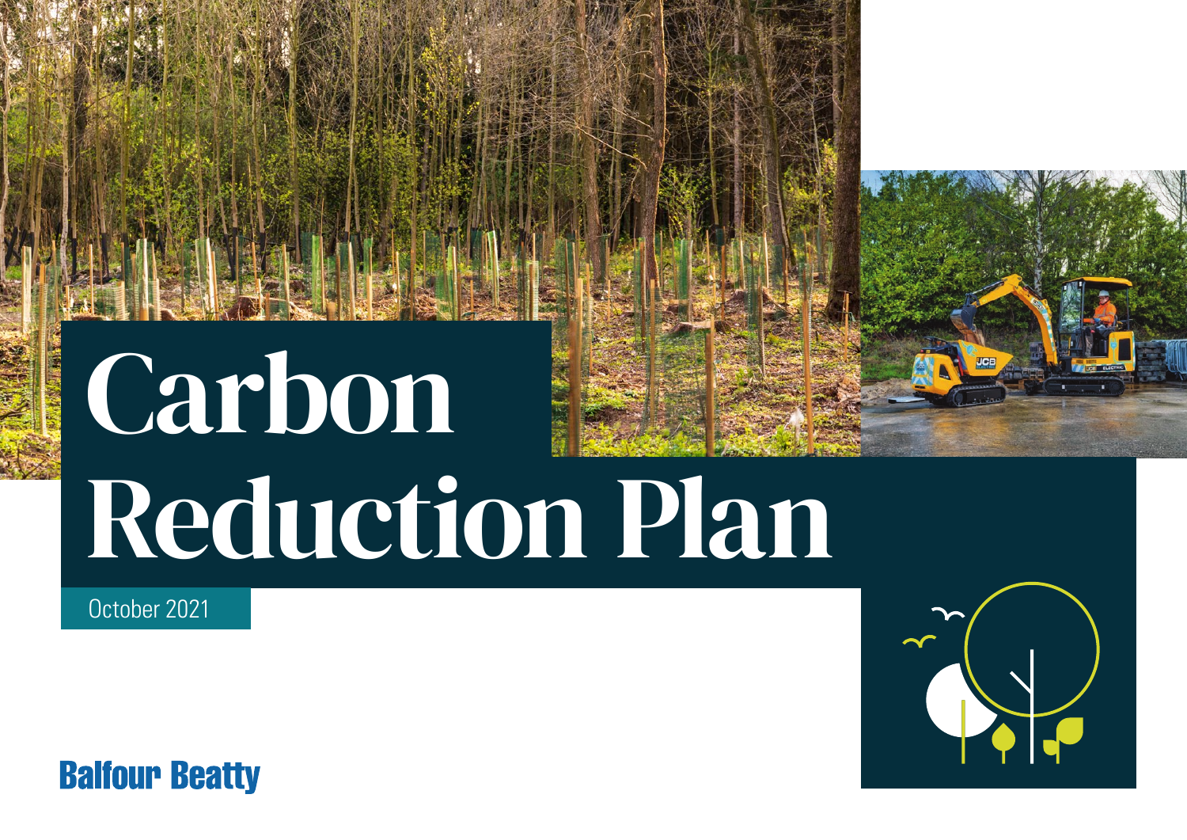# Carbon Reduction Plan

October 2021

Balfour Beatty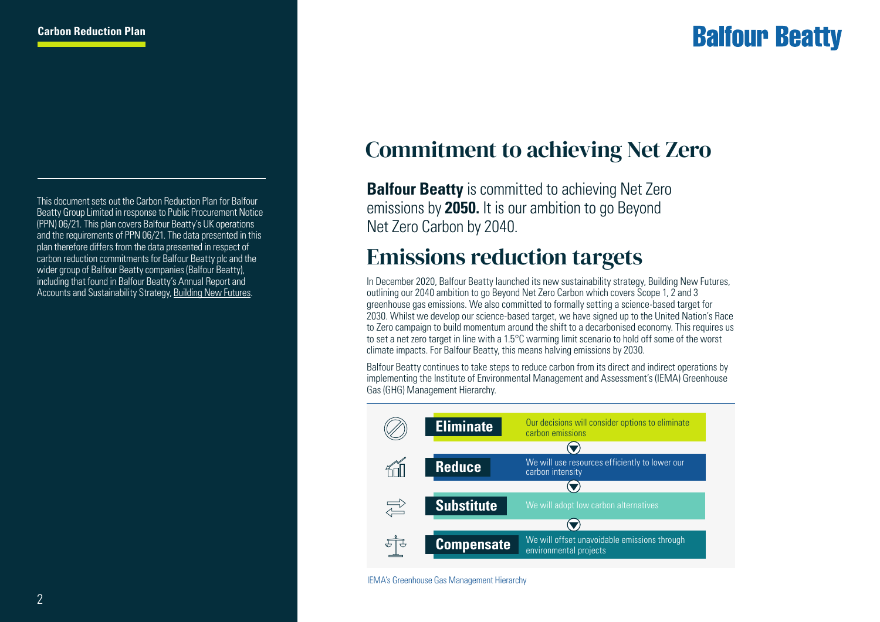This document sets out the Carbon Reduction Plan for Balfour Beatty Group Limited in response to Public Procurement Notice (PPN) 06/21. This plan covers Balfour Beatty's UK operations and the requirements of PPN 06/21. The data presented in this plan therefore differs from the data presented in respect of carbon reduction commitments for Balfour Beatty plc and the wider group of Balfour Beatty companies (Balfour Beatty), including that found in Balfour Beatty's Annual Report and Accounts and Sustainability Strategy, Building New Futures.

# Commitment to achieving Net Zero

**Balfour Beatty** is committed to achieving Net Zero emissions by **2050.** It is our ambition to go Beyond Net Zero Carbon by 2040.

# Emissions reduction targets

In December 2020, Balfour Beatty launched its new sustainability strategy, Building New Futures, outlining our 2040 ambition to go Beyond Net Zero Carbon which covers Scope 1, 2 and 3 greenhouse gas emissions. We also committed to formally setting a science-based target for 2030. Whilst we develop our science-based target, we have signed up to the United Nation's Race to Zero campaign to build momentum around the shift to a decarbonised economy. This requires us to set a net zero target in line with a 1.5°C warming limit scenario to hold off some of the worst climate impacts. For Balfour Beatty, this means halving emissions by 2030.

Balfour Beatty continues to take steps to reduce carbon from its direct and indirect operations by implementing the Institute of Environmental Management and Assessment's (IEMA) Greenhouse Gas (GHG) Management Hierarchy.

| | |
|---|---|
| **Eliminate** | Our decisions will consider options to eliminate carbon emissions |
| **Reduce** | We will use resources efficiently to lower our carbon intensity |
| **Substitute** | We will adopt low carbon alternatives |
| **Compensate** | We will offset unavoidable emissions through environmental projects |

IEMA's Greenhouse Gas Management Hierarchy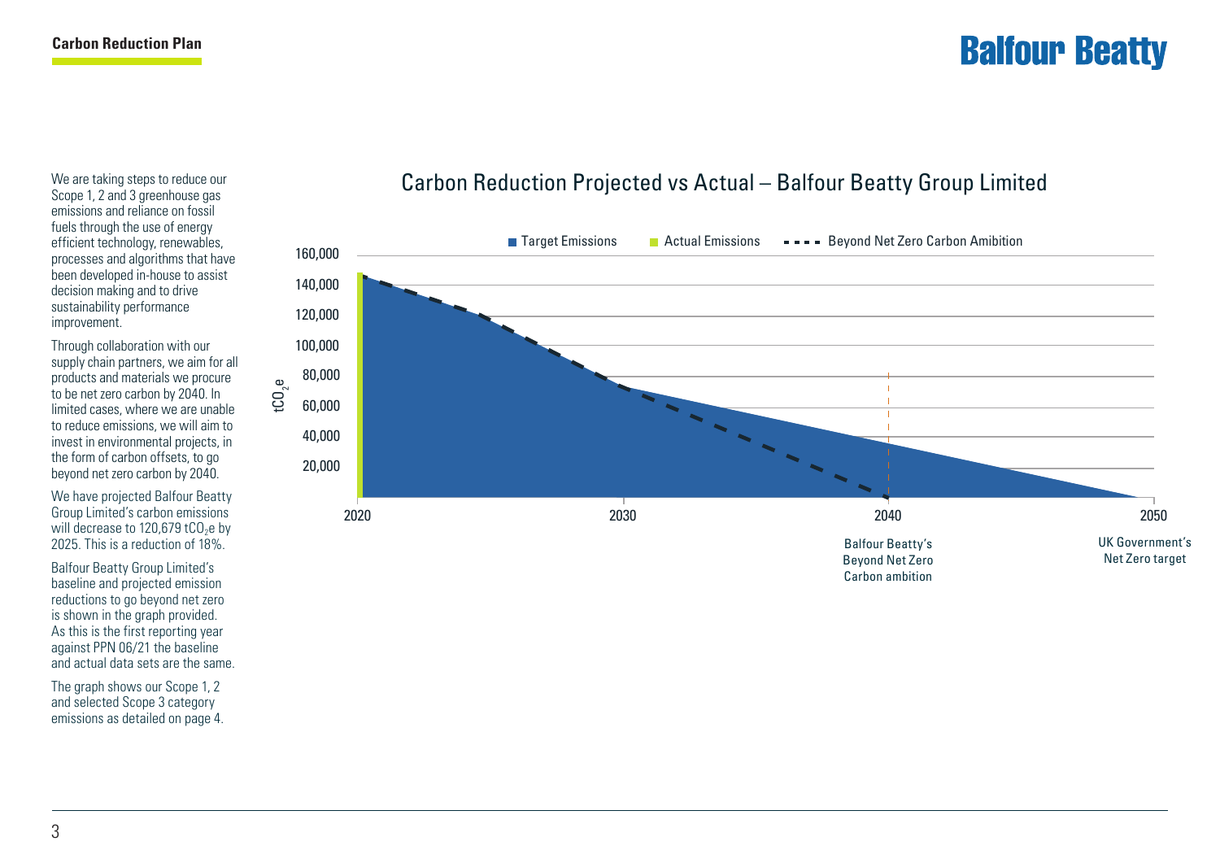We are taking steps to reduce our Scope 1, 2 and 3 greenhouse gas emissions and reliance on fossil fuels through the use of energy efficient technology, renewables, processes and algorithms that have been developed in-house to assist decision making and to drive sustainability performance improvement.

Through collaboration with our supply chain partners, we aim for all products and materials we procure to be net zero carbon by 2040. In limited cases, where we are unable to reduce emissions, we will aim to invest in environmental projects, in the form of carbon offsets, to go beyond net zero carbon by 2040.

We have projected Balfour Beatty Group Limited's carbon emissions will decrease to 120,679 $tCO_2e$ by 2025. This is a reduction of 18%.

Balfour Beatty Group Limited's baseline and projected emission reductions to go beyond net zero is shown in the graph provided. As this is the first reporting year against PPN 06/21 the baseline and actual data sets are the same.

The graph shows our Scope 1, 2 and selected Scope 3 category emissions as detailed on page 4.

## Carbon Reduction Projected vs Actual – Balfour Beatty Group Limited

Target Emissions | Actual Emissions | Beyond Net Zero Carbon Amibition

$tCO_2e$: 160,000; 140,000; 120,000; 100,000; 80,000; 60,000; 40,000; 20,000

2020 | 2030 | 2040 | 2050

2040: Balfour Beatty's Beyond Net Zero Carbon ambition

2050: UK Government's Net Zero target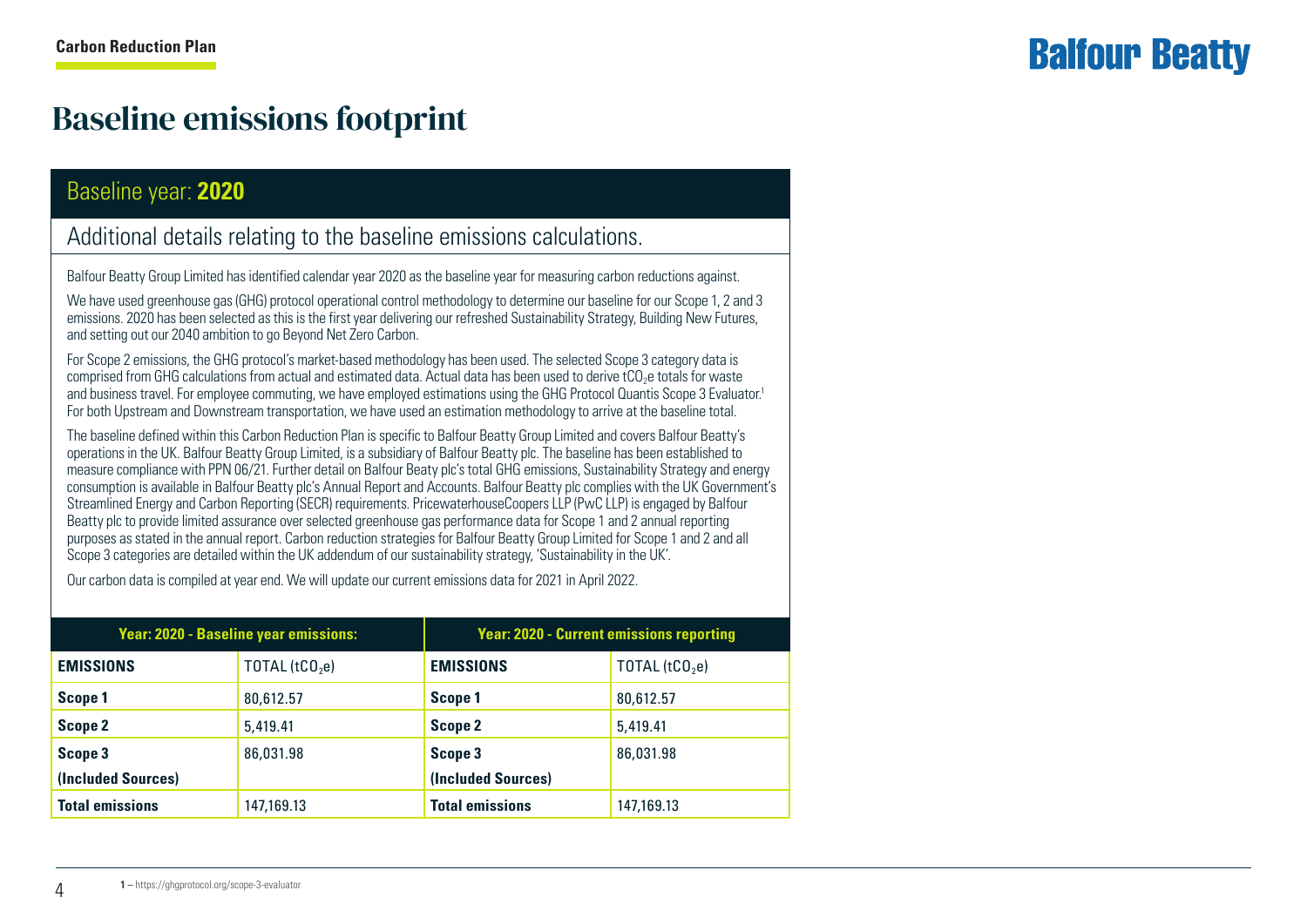# Baseline emissions footprint

## Baseline year: **2020**

### Additional details relating to the baseline emissions calculations.

Balfour Beatty Group Limited has identified calendar year 2020 as the baseline year for measuring carbon reductions against.

We have used greenhouse gas (GHG) protocol operational control methodology to determine our baseline for our Scope 1, 2 and 3 emissions. 2020 has been selected as this is the first year delivering our refreshed Sustainability Strategy, Building New Futures, and setting out our 2040 ambition to go Beyond Net Zero Carbon.

For Scope 2 emissions, the GHG protocol's market-based methodology has been used. The selected Scope 3 category data is comprised from GHG calculations from actual and estimated data. Actual data has been used to derive $tCO_2e$ totals for waste and business travel. For employee commuting, we have employed estimations using the GHG Protocol Quantis Scope 3 Evaluator.[1] For both Upstream and Downstream transportation, we have used an estimation methodology to arrive at the baseline total.

The baseline defined within this Carbon Reduction Plan is specific to Balfour Beatty Group Limited and covers Balfour Beatty's operations in the UK. Balfour Beatty Group Limited, is a subsidiary of Balfour Beatty plc. The baseline has been established to measure compliance with PPN 06/21. Further detail on Balfour Beaty plc's total GHG emissions, Sustainability Strategy and energy consumption is available in Balfour Beatty plc's Annual Report and Accounts. Balfour Beatty plc complies with the UK Government's Streamlined Energy and Carbon Reporting (SECR) requirements. PricewaterhouseCoopers LLP (PwC LLP) is engaged by Balfour Beatty plc to provide limited assurance over selected greenhouse gas performance data for Scope 1 and 2 annual reporting purposes as stated in the annual report. Carbon reduction strategies for Balfour Beatty Group Limited for Scope 1 and 2 and all Scope 3 categories are detailed within the UK addendum of our sustainability strategy, 'Sustainability in the UK'.

Our carbon data is compiled at year end. We will update our current emissions data for 2021 in April 2022.

| **Year: 2020 - Baseline year emissions:** | | **Year: 2020 - Current emissions reporting** | |
|---|---|---|---|
| **EMISSIONS** | TOTAL ($tCO_2e$) | **EMISSIONS** | TOTAL ($tCO_2e$) |
| **Scope 1** | 80,612.57 | **Scope 1** | 80,612.57 |
| **Scope 2** | 5,419.41 | **Scope 2** | 5,419.41 |
| **Scope 3 (Included Sources)** | 86,031.98 | **Scope 3 (Included Sources)** | 86,031.98 |
| **Total emissions** | 147,169.13 | **Total emissions** | 147,169.13 |

**1** – https://ghgprotocol.org/scope-3-evaluator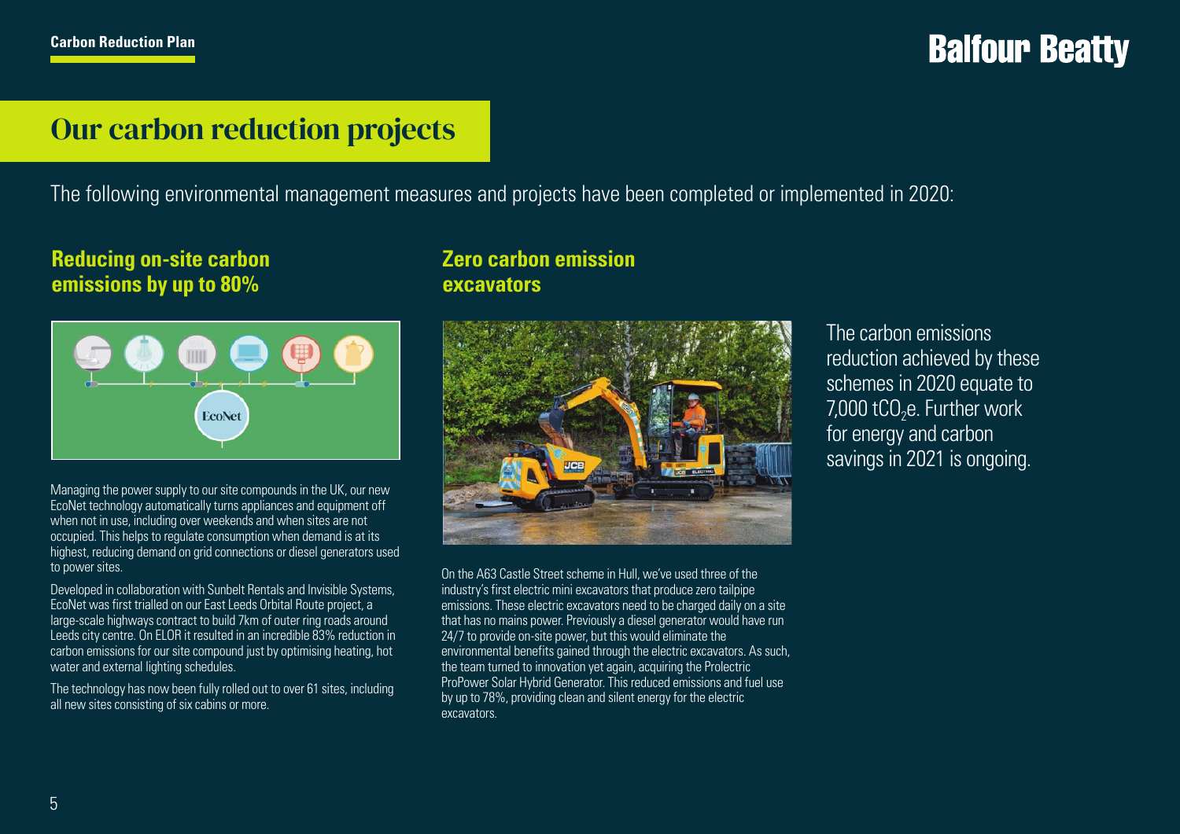# Our carbon reduction projects

The following environmental management measures and projects have been completed or implemented in 2020:

## Reducing on-site carbon emissions by up to 80%

Managing the power supply to our site compounds in the UK, our new EcoNet technology automatically turns appliances and equipment off when not in use, including over weekends and when sites are not occupied. This helps to regulate consumption when demand is at its highest, reducing demand on grid connections or diesel generators used to power sites.

Developed in collaboration with Sunbelt Rentals and Invisible Systems, EcoNet was first trialled on our East Leeds Orbital Route project, a large-scale highways contract to build 7km of outer ring roads around Leeds city centre. On ELOR it resulted in an incredible 83% reduction in carbon emissions for our site compound just by optimising heating, hot water and external lighting schedules.

The technology has now been fully rolled out to over 61 sites, including all new sites consisting of six cabins or more.

## Zero carbon emission excavators

On the A63 Castle Street scheme in Hull, we've used three of the industry's first electric mini excavators that produce zero tailpipe emissions. These electric excavators need to be charged daily on a site that has no mains power. Previously a diesel generator would have run 24/7 to provide on-site power, but this would eliminate the environmental benefits gained through the electric excavators. As such, the team turned to innovation yet again, acquiring the Prolectric ProPower Solar Hybrid Generator. This reduced emissions and fuel use by up to 78%, providing clean and silent energy for the electric excavators.

The carbon emissions reduction achieved by these schemes in 2020 equate to 7,000 $tCO_2e$. Further work for energy and carbon savings in 2021 is ongoing.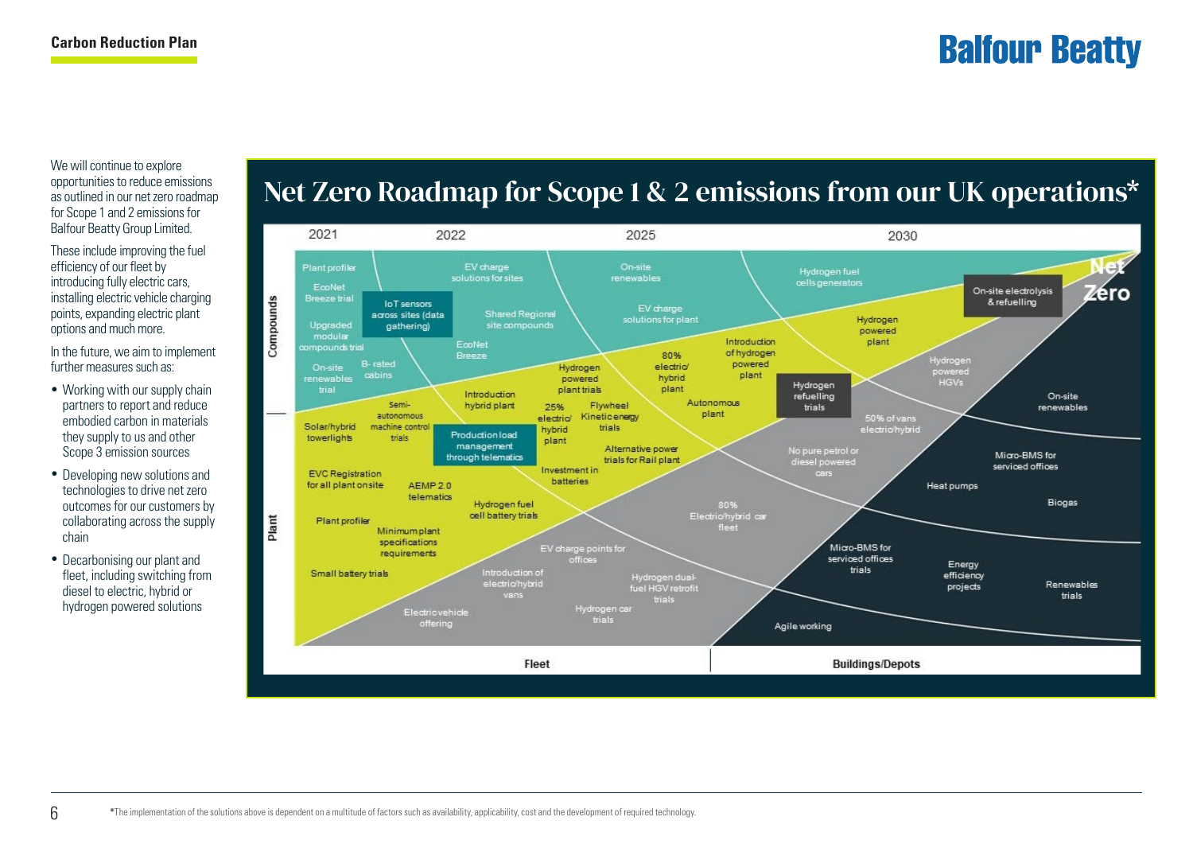We will continue to explore opportunities to reduce emissions as outlined in our net zero roadmap for Scope 1 and 2 emissions for Balfour Beatty Group Limited.

These include improving the fuel efficiency of our fleet by introducing fully electric cars, installing electric vehicle charging points, expanding electric plant options and much more.

In the future, we aim to implement further measures such as:

- Working with our supply chain partners to report and reduce embodied carbon in materials they supply to us and other Scope 3 emission sources
- Developing new solutions and technologies to drive net zero outcomes for our customers by collaborating across the supply chain
- Decarbonising our plant and fleet, including switching from diesel to electric, hybrid or hydrogen powered solutions

## Net Zero Roadmap for Scope 1 & 2 emissions from our UK operations*

2021 | 2022 | 2025 | 2030 → Net Zero

**Compounds:** Plant profiler; EcoNet Breeze trial; Upgraded modular compounds trial; On-site renewables trial; B-rated cabins; IoT sensors across sites (data gathering); EV charge solutions for sites; Shared Regional site compounds; EcoNet Breeze; On-site renewables; EV charge solutions for plant; Hydrogen fuel cells generators; Hydrogen powered plant; On-site electrolysis & refuelling

**Plant:** Solar/hybrid towerlights; Semi-autonomous machine control trials; Production load management through telematics; EVC Registration for all plant on site; AEMP 2.0 telematics; Plant profiler; Minimum plant specifications requirements; Small battery trials; Hydrogen fuel cell battery trials; Introduction hybrid plant; Hydrogen powered plant trials; 25% electric/hybrid plant; Flywheel Kinetic energy trials; Investment in batteries; Alternative power trials for Rail plant; 80% electric/hybrid plant; Autonomous plant; Introduction of hydrogen powered plant; Hydrogen refuelling trials; Hydrogen powered HGVs

**Fleet:** Electric vehicle offering; Introduction of electric/hybrid vans; EV charge points for offices; Hydrogen car trials; Hydrogen dual-fuel HGV retrofit trials; 80% Electric/hybrid car fleet; No pure petrol or diesel powered cars; 50% of vans electric/hybrid

**Buildings/Depots:** Agile working; Micro-BMS for serviced offices trials; Energy efficiency projects; Heat pumps; Micro-BMS for serviced offices; Biogas; Renewables trials; On-site renewables

*The implementation of the solutions above is dependent on a multitude of factors such as availability, applicability, cost and the development of required technology.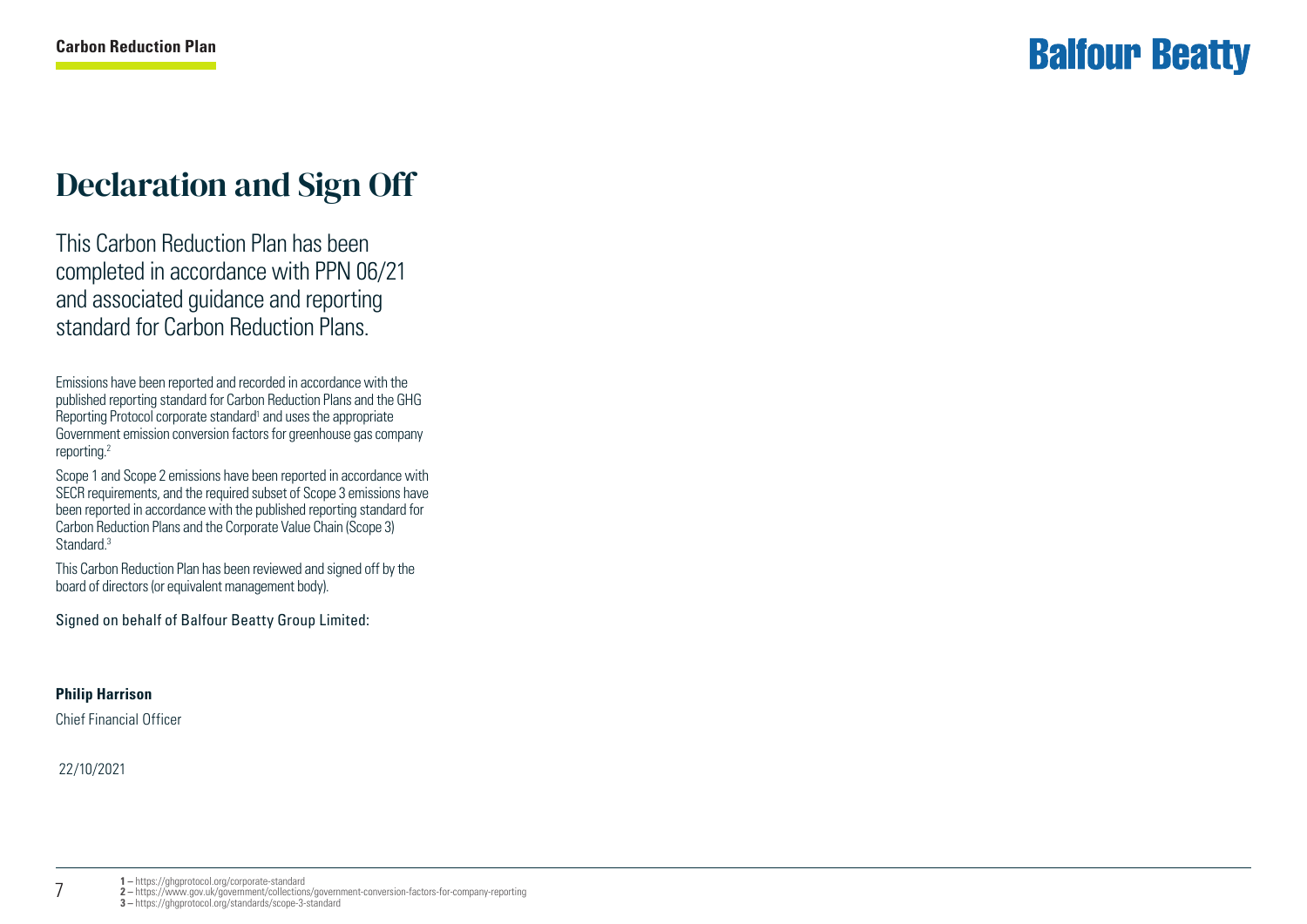# Declaration and Sign Off

This Carbon Reduction Plan has been completed in accordance with PPN 06/21 and associated guidance and reporting standard for Carbon Reduction Plans.

Emissions have been reported and recorded in accordance with the published reporting standard for Carbon Reduction Plans and the GHG Reporting Protocol corporate standard[1] and uses the appropriate Government emission conversion factors for greenhouse gas company reporting.[2]

Scope 1 and Scope 2 emissions have been reported in accordance with SECR requirements, and the required subset of Scope 3 emissions have been reported in accordance with the published reporting standard for Carbon Reduction Plans and the Corporate Value Chain (Scope 3) Standard.[3]

This Carbon Reduction Plan has been reviewed and signed off by the board of directors (or equivalent management body).

Signed on behalf of Balfour Beatty Group Limited:

**Philip Harrison**

Chief Financial Officer

22/10/2021

**1** – https://ghgprotocol.org/corporate-standard
**2** – https://www.gov.uk/government/collections/government-conversion-factors-for-company-reporting
**3** – https://ghgprotocol.org/standards/scope-3-standard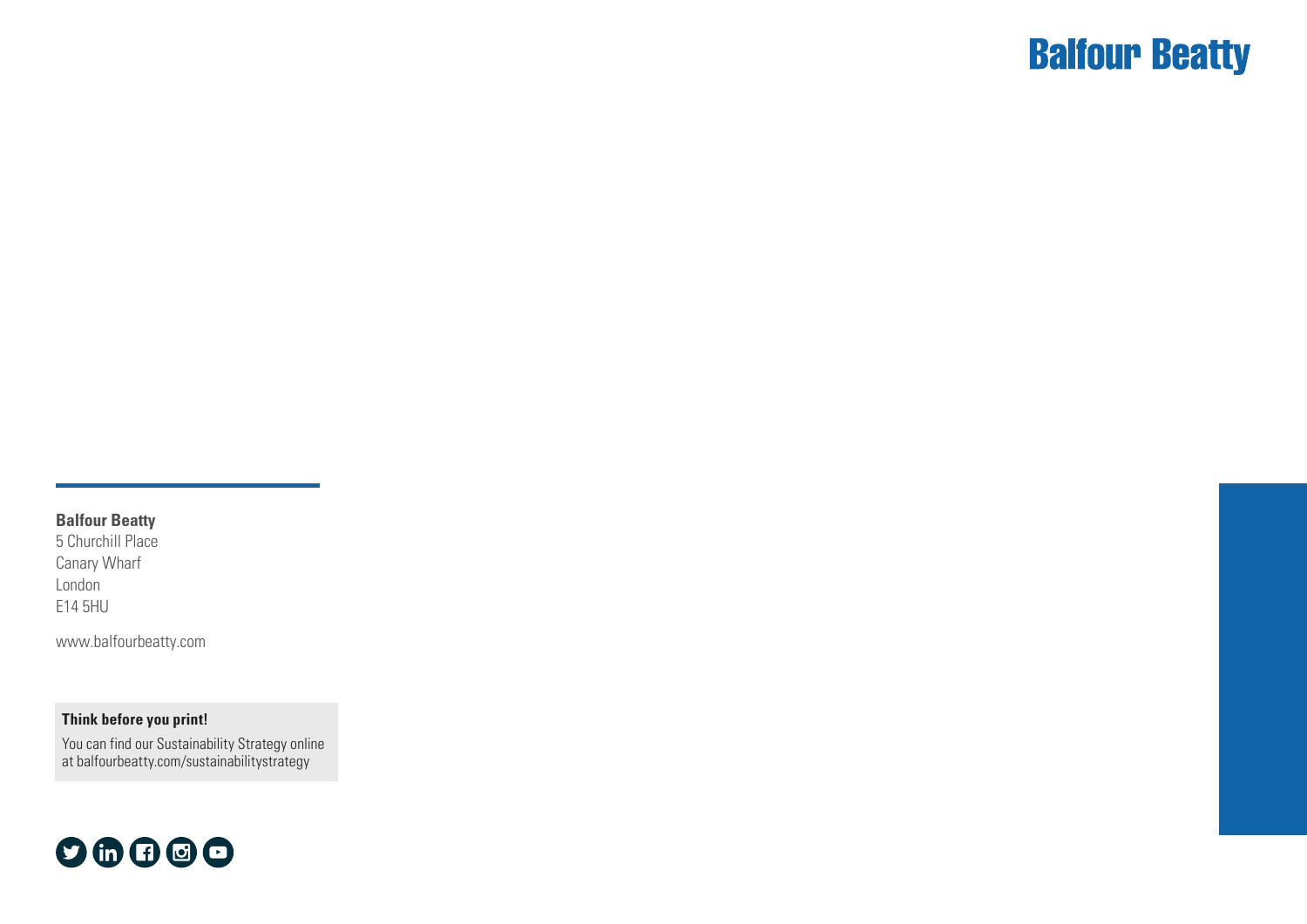Balfour Beatty

**Balfour Beatty**
5 Churchill Place
Canary Wharf
London
E14 5HU

www.balfourbeatty.com

**Think before you print!**

You can find our Sustainability Strategy online at balfourbeatty.com/sustainabilitystrategy